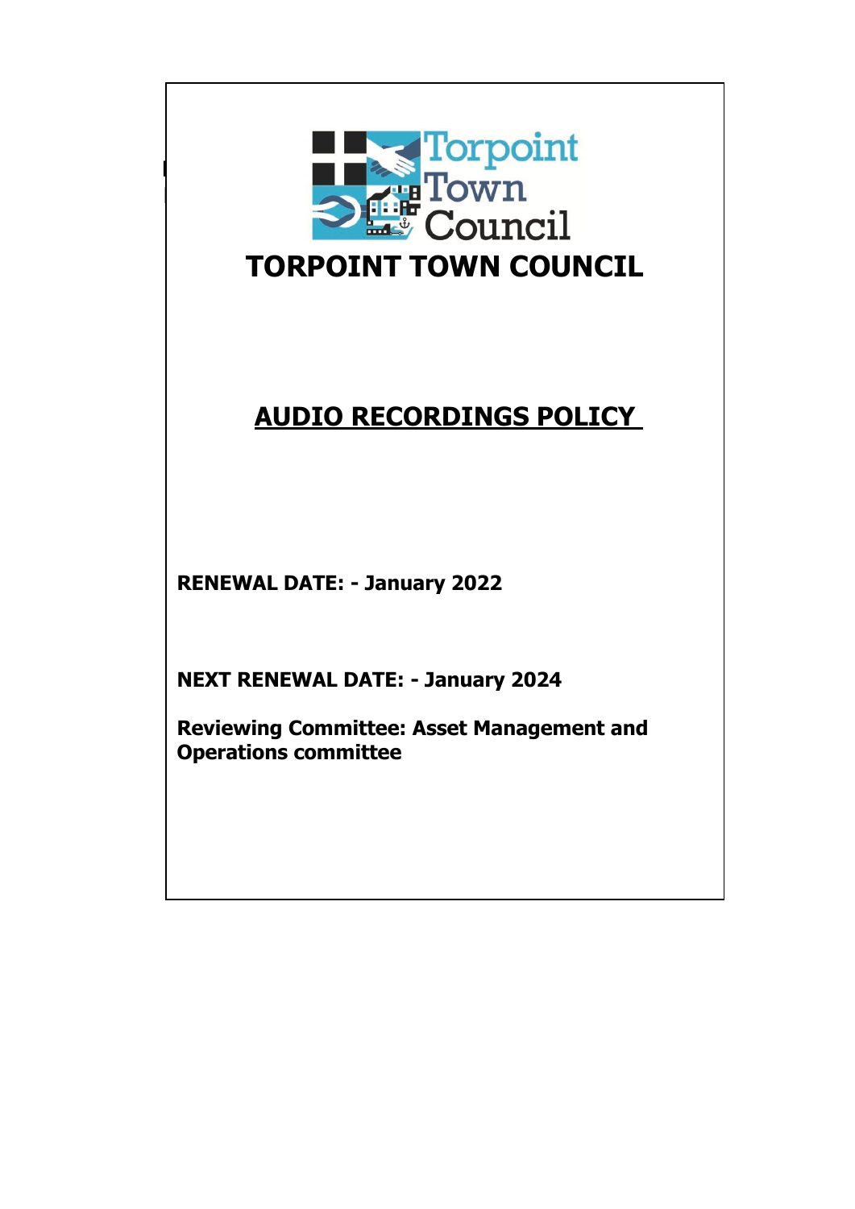# TORPOINT TOWN COUNCIL

## AUDIO RECORDINGS POLICY

**RENEWAL DATE: - January 2022**

**NEXT RENEWAL DATE: - January 2024**

**Reviewing Committee: Asset Management and Operations committee**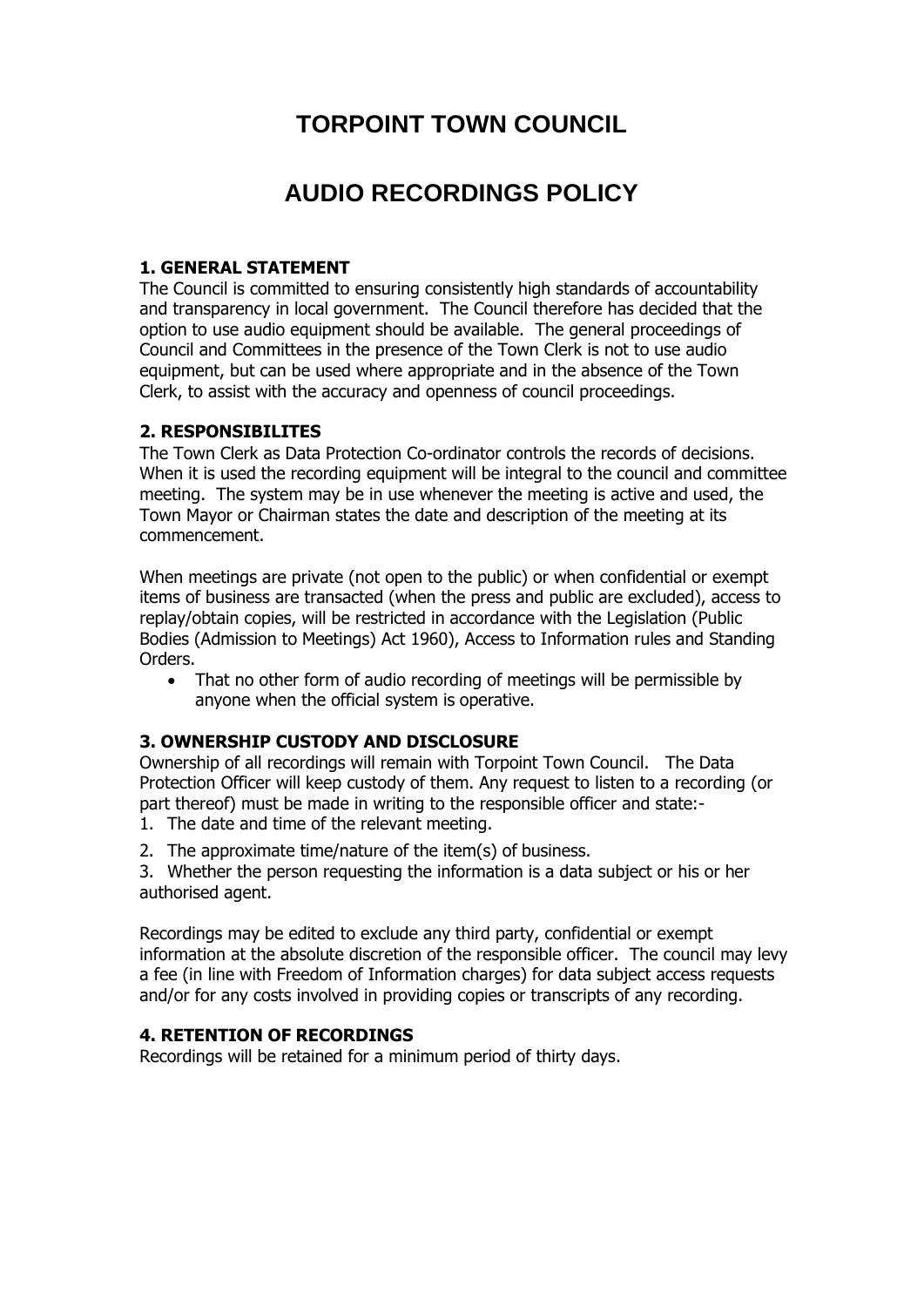# TORPOINT TOWN COUNCIL

# AUDIO RECORDINGS POLICY

### 1. GENERAL STATEMENT

The Council is committed to ensuring consistently high standards of accountability and transparency in local government. The Council therefore has decided that the option to use audio equipment should be available. The general proceedings of Council and Committees in the presence of the Town Clerk is not to use audio equipment, but can be used where appropriate and in the absence of the Town Clerk, to assist with the accuracy and openness of council proceedings.

### 2. RESPONSIBILITES

The Town Clerk as Data Protection Co-ordinator controls the records of decisions. When it is used the recording equipment will be integral to the council and committee meeting. The system may be in use whenever the meeting is active and used, the Town Mayor or Chairman states the date and description of the meeting at its commencement.

When meetings are private (not open to the public) or when confidential or exempt items of business are transacted (when the press and public are excluded), access to replay/obtain copies, will be restricted in accordance with the Legislation (Public Bodies (Admission to Meetings) Act 1960), Access to Information rules and Standing Orders.

- That no other form of audio recording of meetings will be permissible by anyone when the official system is operative.

### 3. OWNERSHIP CUSTODY AND DISCLOSURE

Ownership of all recordings will remain with Torpoint Town Council. The Data Protection Officer will keep custody of them. Any request to listen to a recording (or part thereof) must be made in writing to the responsible officer and state:-

1. The date and time of the relevant meeting.
2. The approximate time/nature of the item(s) of business.
3. Whether the person requesting the information is a data subject or his or her authorised agent.

Recordings may be edited to exclude any third party, confidential or exempt information at the absolute discretion of the responsible officer. The council may levy a fee (in line with Freedom of Information charges) for data subject access requests and/or for any costs involved in providing copies or transcripts of any recording.

### 4. RETENTION OF RECORDINGS

Recordings will be retained for a minimum period of thirty days.